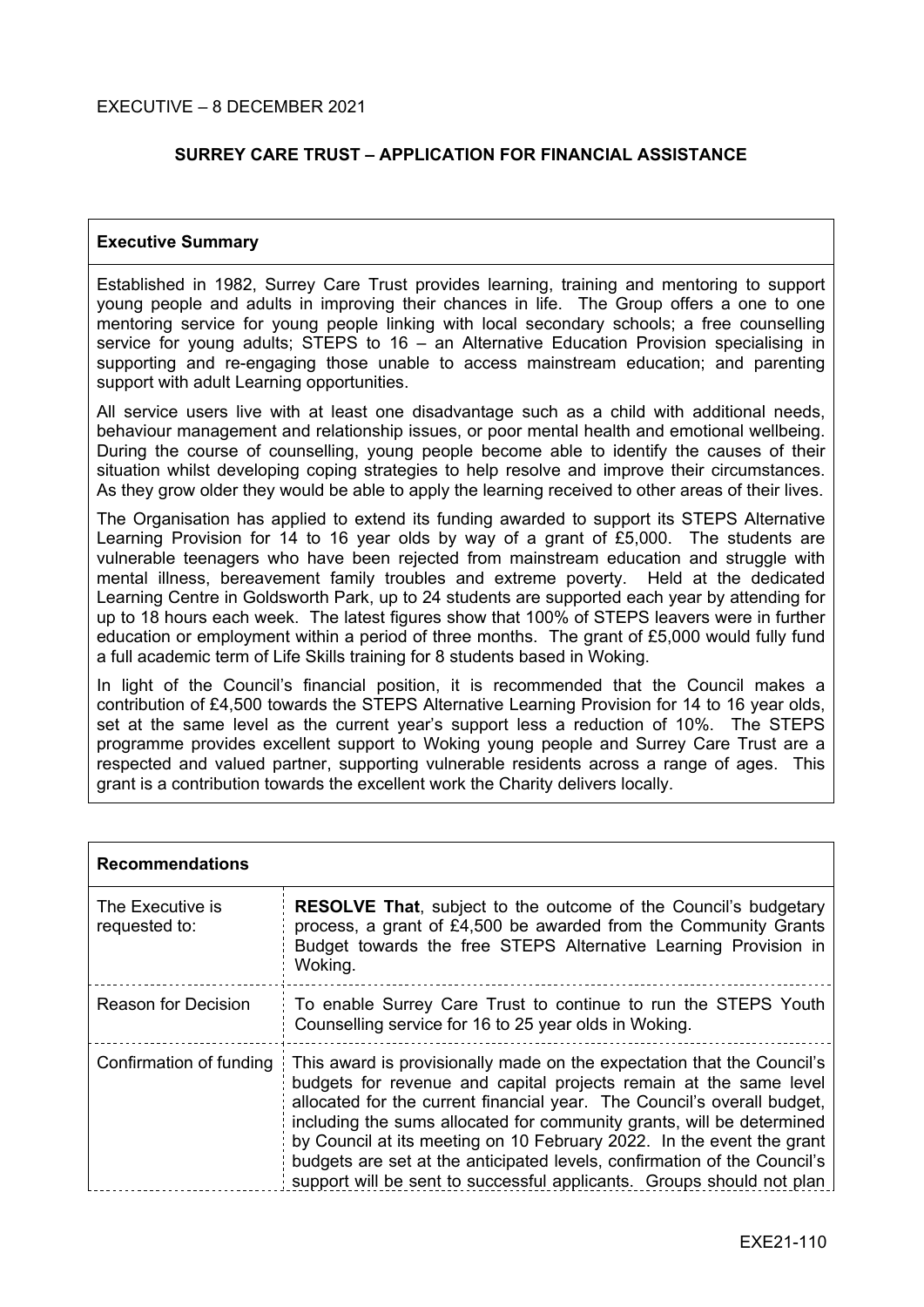EXECUTIVE – 8 DECEMBER 2021

# SURREY CARE TRUST – APPLICATION FOR FINANCIAL ASSISTANCE

## Executive Summary

Established in 1982, Surrey Care Trust provides learning, training and mentoring to support young people and adults in improving their chances in life. The Group offers a one to one mentoring service for young people linking with local secondary schools; a free counselling service for young adults; STEPS to 16 – an Alternative Education Provision specialising in supporting and re-engaging those unable to access mainstream education; and parenting support with adult Learning opportunities.

All service users live with at least one disadvantage such as a child with additional needs, behaviour management and relationship issues, or poor mental health and emotional wellbeing. During the course of counselling, young people become able to identify the causes of their situation whilst developing coping strategies to help resolve and improve their circumstances. As they grow older they would be able to apply the learning received to other areas of their lives.

The Organisation has applied to extend its funding awarded to support its STEPS Alternative Learning Provision for 14 to 16 year olds by way of a grant of £5,000. The students are vulnerable teenagers who have been rejected from mainstream education and struggle with mental illness, bereavement family troubles and extreme poverty. Held at the dedicated Learning Centre in Goldsworth Park, up to 24 students are supported each year by attending for up to 18 hours each week. The latest figures show that 100% of STEPS leavers were in further education or employment within a period of three months. The grant of £5,000 would fully fund a full academic term of Life Skills training for 8 students based in Woking.

In light of the Council's financial position, it is recommended that the Council makes a contribution of £4,500 towards the STEPS Alternative Learning Provision for 14 to 16 year olds, set at the same level as the current year's support less a reduction of 10%. The STEPS programme provides excellent support to Woking young people and Surrey Care Trust are a respected and valued partner, supporting vulnerable residents across a range of ages. This grant is a contribution towards the excellent work the Charity delivers locally.

## Recommendations

| | |
|---|---|
| The Executive is requested to: | **RESOLVE That**, subject to the outcome of the Council's budgetary process, a grant of £4,500 be awarded from the Community Grants Budget towards the free STEPS Alternative Learning Provision in Woking. |
| Reason for Decision | To enable Surrey Care Trust to continue to run the STEPS Youth Counselling service for 16 to 25 year olds in Woking. |
| Confirmation of funding | This award is provisionally made on the expectation that the Council's budgets for revenue and capital projects remain at the same level allocated for the current financial year. The Council's overall budget, including the sums allocated for community grants, will be determined by Council at its meeting on 10 February 2022. In the event the grant budgets are set at the anticipated levels, confirmation of the Council's support will be sent to successful applicants. Groups should not plan |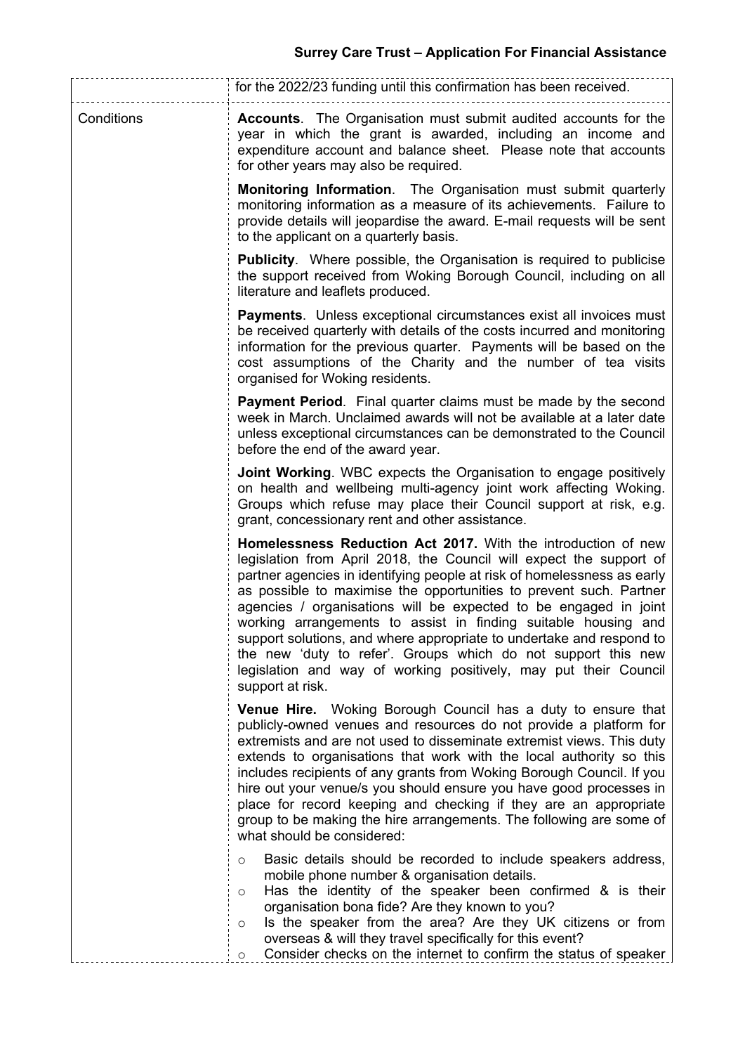| | |
|---|---|
| | for the 2022/23 funding until this confirmation has been received. |
| Conditions | **Accounts**. The Organisation must submit audited accounts for the year in which the grant is awarded, including an income and expenditure account and balance sheet. Please note that accounts for other years may also be required.<br><br>**Monitoring Information**. The Organisation must submit quarterly monitoring information as a measure of its achievements. Failure to provide details will jeopardise the award. E-mail requests will be sent to the applicant on a quarterly basis.<br><br>**Publicity**. Where possible, the Organisation is required to publicise the support received from Woking Borough Council, including on all literature and leaflets produced.<br><br>**Payments**. Unless exceptional circumstances exist all invoices must be received quarterly with details of the costs incurred and monitoring information for the previous quarter. Payments will be based on the cost assumptions of the Charity and the number of tea visits organised for Woking residents.<br><br>**Payment Period**. Final quarter claims must be made by the second week in March. Unclaimed awards will not be available at a later date unless exceptional circumstances can be demonstrated to the Council before the end of the award year.<br><br>**Joint Working**. WBC expects the Organisation to engage positively on health and wellbeing multi-agency joint work affecting Woking. Groups which refuse may place their Council support at risk, e.g. grant, concessionary rent and other assistance.<br><br>**Homelessness Reduction Act 2017.** With the introduction of new legislation from April 2018, the Council will expect the support of partner agencies in identifying people at risk of homelessness as early as possible to maximise the opportunities to prevent such. Partner agencies / organisations will be expected to be engaged in joint working arrangements to assist in finding suitable housing and support solutions, and where appropriate to undertake and respond to the new 'duty to refer'. Groups which do not support this new legislation and way of working positively, may put their Council support at risk.<br><br>**Venue Hire.** Woking Borough Council has a duty to ensure that publicly-owned venues and resources do not provide a platform for extremists and are not used to disseminate extremist views. This duty extends to organisations that work with the local authority so this includes recipients of any grants from Woking Borough Council. If you hire out your venue/s you should ensure you have good processes in place for record keeping and checking if they are an appropriate group to be making the hire arrangements. The following are some of what should be considered:<br><br>○ Basic details should be recorded to include speakers address, mobile phone number & organisation details.<br>○ Has the identity of the speaker been confirmed & is their organisation bona fide? Are they known to you?<br>○ Is the speaker from the area? Are they UK citizens or from overseas & will they travel specifically for this event?<br>○ Consider checks on the internet to confirm the status of speaker |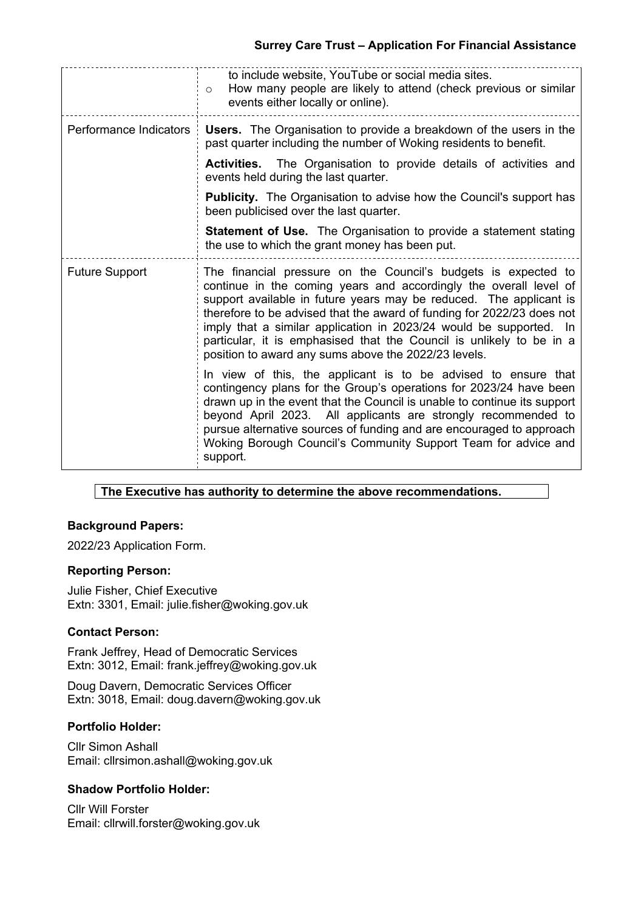| | |
|---|---|
| | to include website, YouTube or social media sites.<br>○ How many people are likely to attend (check previous or similar events either locally or online). |
| Performance Indicators | **Users.** The Organisation to provide a breakdown of the users in the past quarter including the number of Woking residents to benefit.<br><br>**Activities.** The Organisation to provide details of activities and events held during the last quarter.<br><br>**Publicity.** The Organisation to advise how the Council's support has been publicised over the last quarter.<br><br>**Statement of Use.** The Organisation to provide a statement stating the use to which the grant money has been put. |
| Future Support | The financial pressure on the Council's budgets is expected to continue in the coming years and accordingly the overall level of support available in future years may be reduced. The applicant is therefore to be advised that the award of funding for 2022/23 does not imply that a similar application in 2023/24 would be supported. In particular, it is emphasised that the Council is unlikely to be in a position to award any sums above the 2022/23 levels.<br><br>In view of this, the applicant is to be advised to ensure that contingency plans for the Group's operations for 2023/24 have been drawn up in the event that the Council is unable to continue its support beyond April 2023. All applicants are strongly recommended to pursue alternative sources of funding and are encouraged to approach Woking Borough Council's Community Support Team for advice and support. |

**The Executive has authority to determine the above recommendations.**

### Background Papers:

2022/23 Application Form.

### Reporting Person:

Julie Fisher, Chief Executive
Extn: 3301, Email: julie.fisher@woking.gov.uk

### Contact Person:

Frank Jeffrey, Head of Democratic Services
Extn: 3012, Email: frank.jeffrey@woking.gov.uk

Doug Davern, Democratic Services Officer
Extn: 3018, Email: doug.davern@woking.gov.uk

### Portfolio Holder:

Cllr Simon Ashall
Email: cllrsimon.ashall@woking.gov.uk

### Shadow Portfolio Holder:

Cllr Will Forster
Email: cllrwill.forster@woking.gov.uk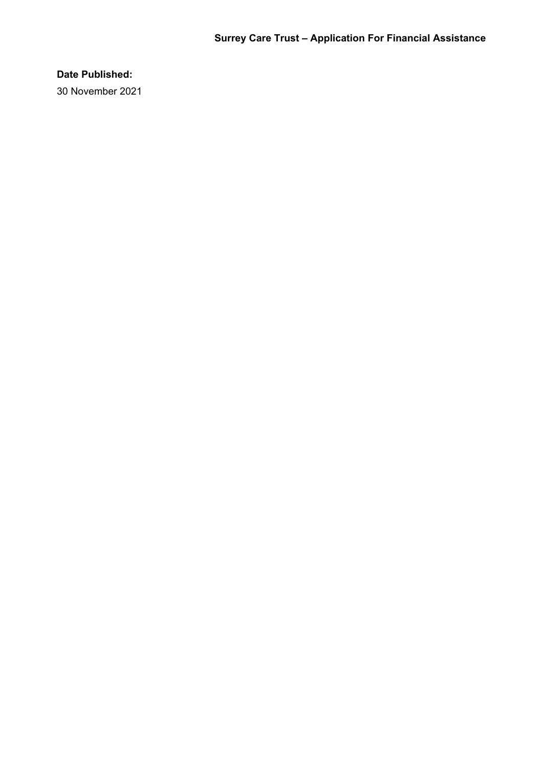**Date Published:**

30 November 2021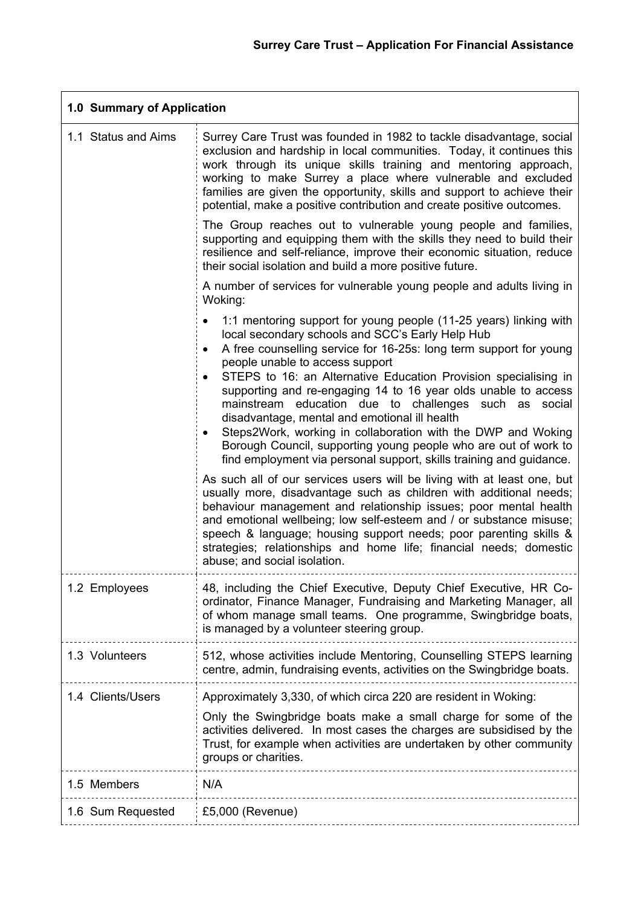**Surrey Care Trust – Application For Financial Assistance**

| **1.0 Summary of Application** | |
|---|---|
| 1.1 Status and Aims | Surrey Care Trust was founded in 1982 to tackle disadvantage, social exclusion and hardship in local communities. Today, it continues this work through its unique skills training and mentoring approach, working to make Surrey a place where vulnerable and excluded families are given the opportunity, skills and support to achieve their potential, make a positive contribution and create positive outcomes.<br><br>The Group reaches out to vulnerable young people and families, supporting and equipping them with the skills they need to build their resilience and self-reliance, improve their economic situation, reduce their social isolation and build a more positive future.<br><br>A number of services for vulnerable young people and adults living in Woking:<br><br>• 1:1 mentoring support for young people (11-25 years) linking with local secondary schools and SCC's Early Help Hub<br>• A free counselling service for 16-25s: long term support for young people unable to access support<br>• STEPS to 16: an Alternative Education Provision specialising in supporting and re-engaging 14 to 16 year olds unable to access mainstream education due to challenges such as social disadvantage, mental and emotional ill health<br>• Steps2Work, working in collaboration with the DWP and Woking Borough Council, supporting young people who are out of work to find employment via personal support, skills training and guidance.<br><br>As such all of our services users will be living with at least one, but usually more, disadvantage such as children with additional needs; behaviour management and relationship issues; poor mental health and emotional wellbeing; low self-esteem and / or substance misuse; speech & language; housing support needs; poor parenting skills & strategies; relationships and home life; financial needs; domestic abuse; and social isolation. |
| 1.2 Employees | 48, including the Chief Executive, Deputy Chief Executive, HR Co-ordinator, Finance Manager, Fundraising and Marketing Manager, all of whom manage small teams. One programme, Swingbridge boats, is managed by a volunteer steering group. |
| 1.3 Volunteers | 512, whose activities include Mentoring, Counselling STEPS learning centre, admin, fundraising events, activities on the Swingbridge boats. |
| 1.4 Clients/Users | Approximately 3,330, of which circa 220 are resident in Woking:<br><br>Only the Swingbridge boats make a small charge for some of the activities delivered. In most cases the charges are subsidised by the Trust, for example when activities are undertaken by other community groups or charities. |
| 1.5 Members | N/A |
| 1.6 Sum Requested | £5,000 (Revenue) |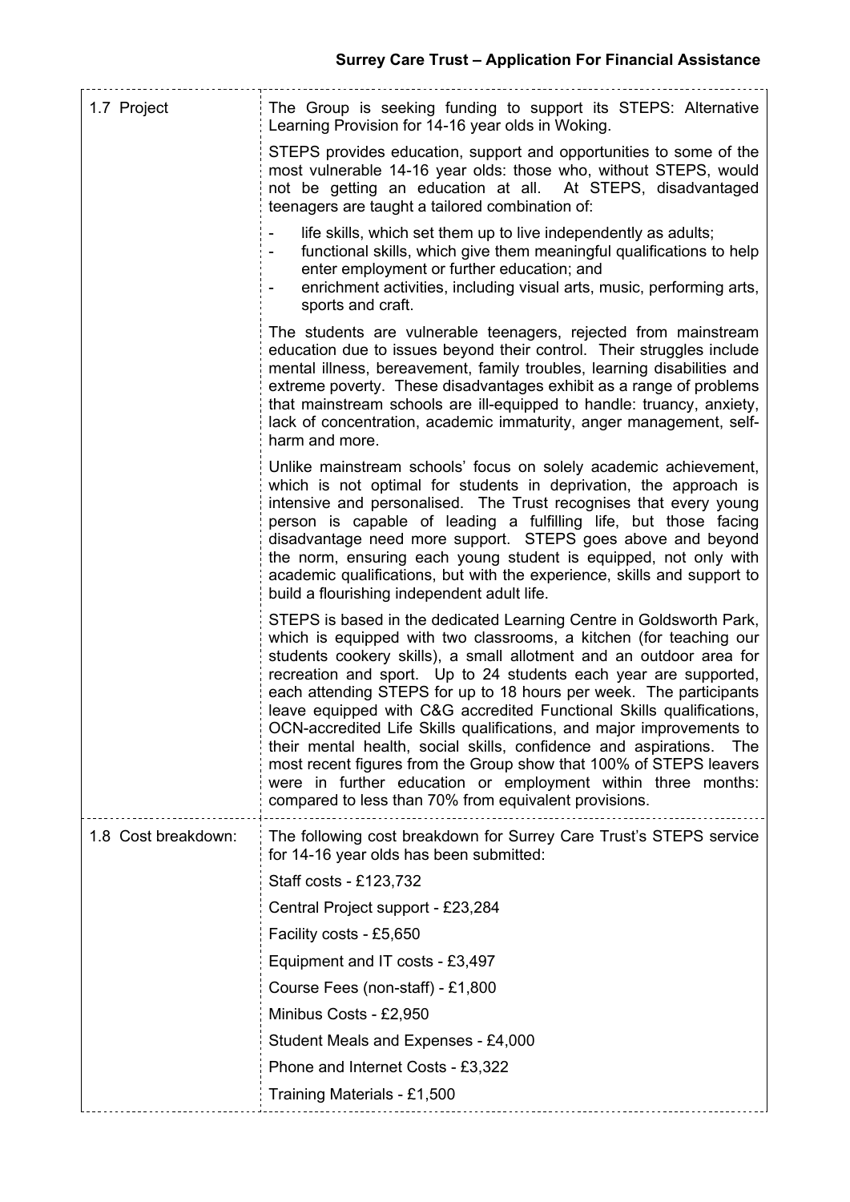| | |
|---|---|
| 1.7 Project | The Group is seeking funding to support its STEPS: Alternative Learning Provision for 14-16 year olds in Woking.<br><br>STEPS provides education, support and opportunities to some of the most vulnerable 14-16 year olds: those who, without STEPS, would not be getting an education at all. At STEPS, disadvantaged teenagers are taught a tailored combination of:<br><br>- life skills, which set them up to live independently as adults;<br>- functional skills, which give them meaningful qualifications to help enter employment or further education; and<br>- enrichment activities, including visual arts, music, performing arts, sports and craft.<br><br>The students are vulnerable teenagers, rejected from mainstream education due to issues beyond their control. Their struggles include mental illness, bereavement, family troubles, learning disabilities and extreme poverty. These disadvantages exhibit as a range of problems that mainstream schools are ill-equipped to handle: truancy, anxiety, lack of concentration, academic immaturity, anger management, self-harm and more.<br><br>Unlike mainstream schools' focus on solely academic achievement, which is not optimal for students in deprivation, the approach is intensive and personalised. The Trust recognises that every young person is capable of leading a fulfilling life, but those facing disadvantage need more support. STEPS goes above and beyond the norm, ensuring each young student is equipped, not only with academic qualifications, but with the experience, skills and support to build a flourishing independent adult life.<br><br>STEPS is based in the dedicated Learning Centre in Goldsworth Park, which is equipped with two classrooms, a kitchen (for teaching our students cookery skills), a small allotment and an outdoor area for recreation and sport. Up to 24 students each year are supported, each attending STEPS for up to 18 hours per week. The participants leave equipped with C&G accredited Functional Skills qualifications, OCN-accredited Life Skills qualifications, and major improvements to their mental health, social skills, confidence and aspirations. The most recent figures from the Group show that 100% of STEPS leavers were in further education or employment within three months: compared to less than 70% from equivalent provisions. |
| 1.8 Cost breakdown: | The following cost breakdown for Surrey Care Trust's STEPS service for 14-16 year olds has been submitted:<br><br>Staff costs - £123,732<br><br>Central Project support - £23,284<br><br>Facility costs - £5,650<br><br>Equipment and IT costs - £3,497<br><br>Course Fees (non-staff) - £1,800<br><br>Minibus Costs - £2,950<br><br>Student Meals and Expenses - £4,000<br><br>Phone and Internet Costs - £3,322<br><br>Training Materials - £1,500 |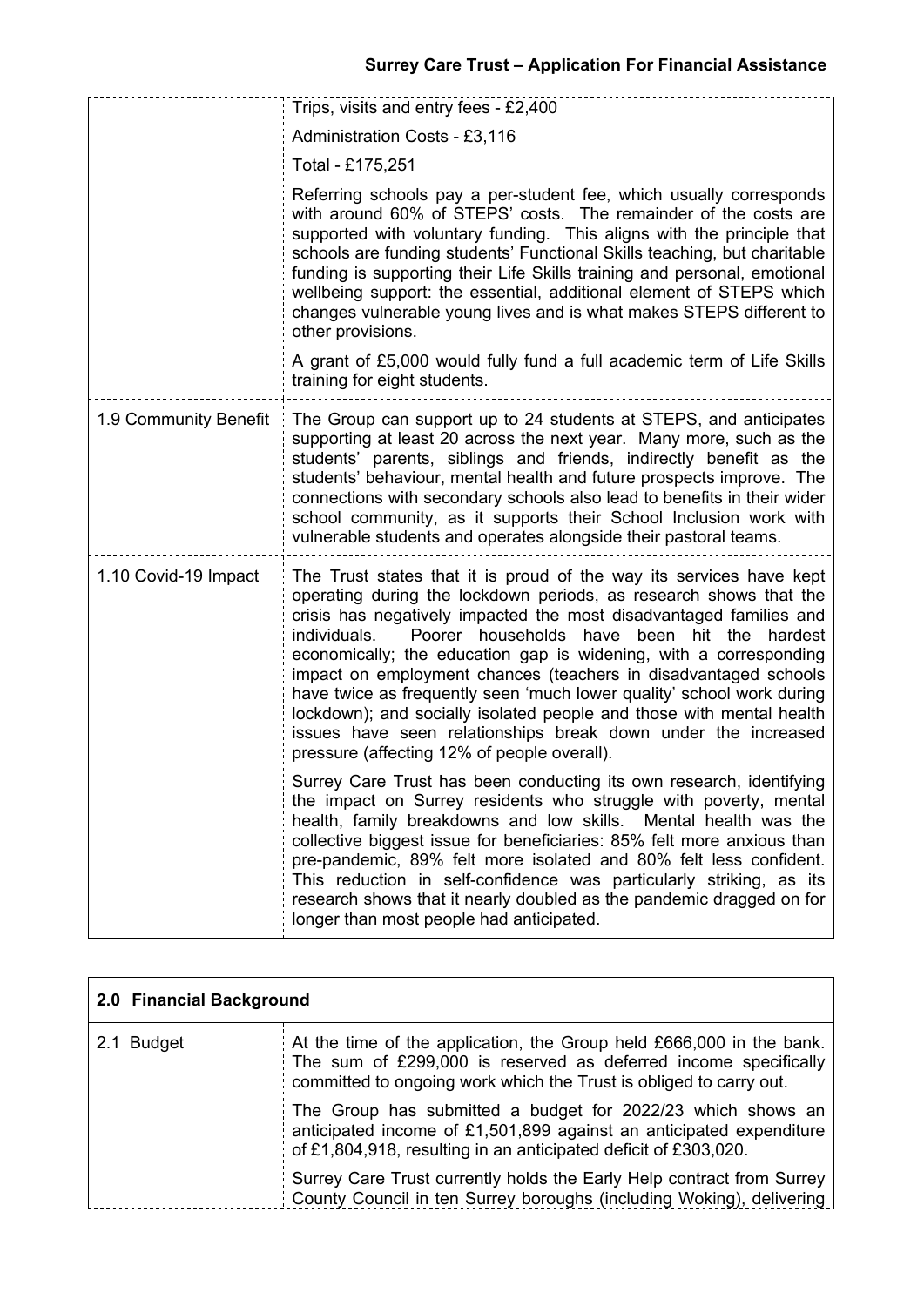| | |
|---|---|
| | Trips, visits and entry fees - £2,400<br><br>Administration Costs - £3,116<br><br>Total - £175,251<br><br>Referring schools pay a per-student fee, which usually corresponds with around 60% of STEPS' costs. The remainder of the costs are supported with voluntary funding. This aligns with the principle that schools are funding students' Functional Skills teaching, but charitable funding is supporting their Life Skills training and personal, emotional wellbeing support: the essential, additional element of STEPS which changes vulnerable young lives and is what makes STEPS different to other provisions.<br><br>A grant of £5,000 would fully fund a full academic term of Life Skills training for eight students. |
| 1.9 Community Benefit | The Group can support up to 24 students at STEPS, and anticipates supporting at least 20 across the next year. Many more, such as the students' parents, siblings and friends, indirectly benefit as the students' behaviour, mental health and future prospects improve. The connections with secondary schools also lead to benefits in their wider school community, as it supports their School Inclusion work with vulnerable students and operates alongside their pastoral teams. |
| 1.10 Covid-19 Impact | The Trust states that it is proud of the way its services have kept operating during the lockdown periods, as research shows that the crisis has negatively impacted the most disadvantaged families and individuals. Poorer households have been hit the hardest economically; the education gap is widening, with a corresponding impact on employment chances (teachers in disadvantaged schools have twice as frequently seen 'much lower quality' school work during lockdown); and socially isolated people and those with mental health issues have seen relationships break down under the increased pressure (affecting 12% of people overall).<br><br>Surrey Care Trust has been conducting its own research, identifying the impact on Surrey residents who struggle with poverty, mental health, family breakdowns and low skills. Mental health was the collective biggest issue for beneficiaries: 85% felt more anxious than pre-pandemic, 89% felt more isolated and 80% felt less confident. This reduction in self-confidence was particularly striking, as its research shows that it nearly doubled as the pandemic dragged on for longer than most people had anticipated. |

| **2.0 Financial Background** | |
|---|---|
| 2.1 Budget | At the time of the application, the Group held £666,000 in the bank. The sum of £299,000 is reserved as deferred income specifically committed to ongoing work which the Trust is obliged to carry out.<br><br>The Group has submitted a budget for 2022/23 which shows an anticipated income of £1,501,899 against an anticipated expenditure of £1,804,918, resulting in an anticipated deficit of £303,020.<br><br>Surrey Care Trust currently holds the Early Help contract from Surrey County Council in ten Surrey boroughs (including Woking), delivering |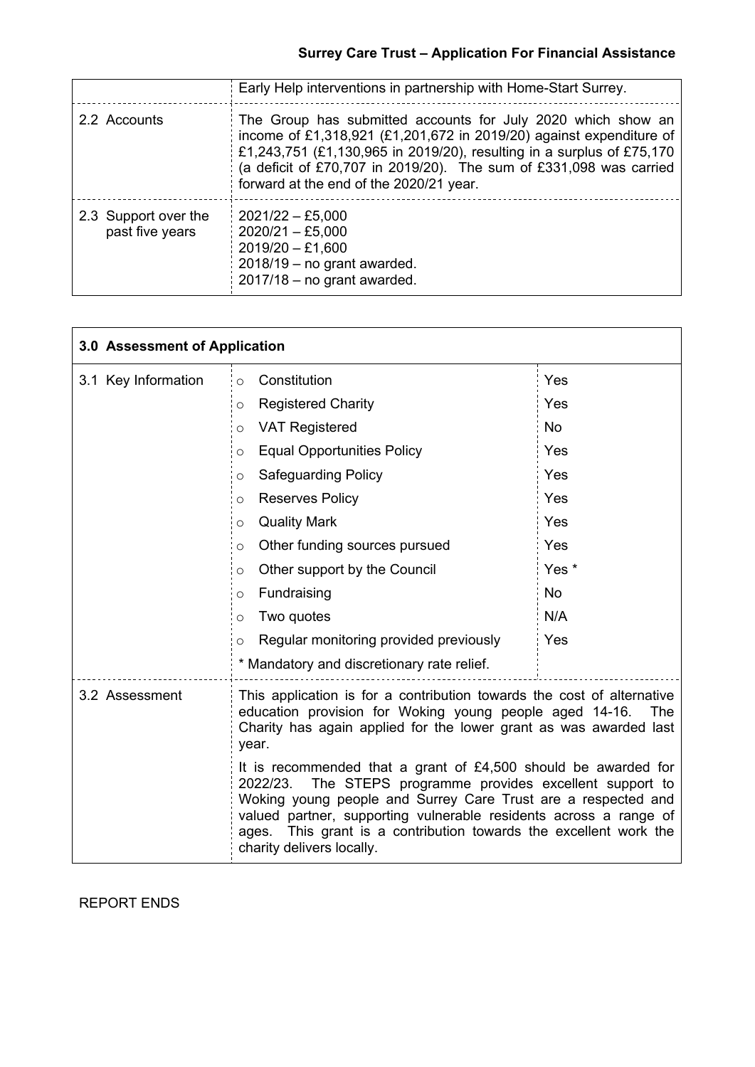| | |
|---|---|
| | Early Help interventions in partnership with Home-Start Surrey. |
| 2.2 Accounts | The Group has submitted accounts for July 2020 which show an income of £1,318,921 (£1,201,672 in 2019/20) against expenditure of £1,243,751 (£1,130,965 in 2019/20), resulting in a surplus of £75,170 (a deficit of £70,707 in 2019/20). The sum of £331,098 was carried forward at the end of the 2020/21 year. |
| 2.3 Support over the past five years | 2021/22 – £5,000<br>2020/21 – £5,000<br>2019/20 – £1,600<br>2018/19 – no grant awarded.<br>2017/18 – no grant awarded. |

| **3.0 Assessment of Application** | | |
|---|---|---|
| 3.1 Key Information | Constitution | Yes |
| | Registered Charity | Yes |
| | VAT Registered | No |
| | Equal Opportunities Policy | Yes |
| | Safeguarding Policy | Yes |
| | Reserves Policy | Yes |
| | Quality Mark | Yes |
| | Other funding sources pursued | Yes |
| | Other support by the Council | Yes * |
| | Fundraising | No |
| | Two quotes | N/A |
| | Regular monitoring provided previously | Yes |
| | * Mandatory and discretionary rate relief. | |
| 3.2 Assessment | This application is for a contribution towards the cost of alternative education provision for Woking young people aged 14-16. The Charity has again applied for the lower grant as was awarded last year.<br><br>It is recommended that a grant of £4,500 should be awarded for 2022/23. The STEPS programme provides excellent support to Woking young people and Surrey Care Trust are a respected and valued partner, supporting vulnerable residents across a range of ages. This grant is a contribution towards the excellent work the charity delivers locally. | |

REPORT ENDS